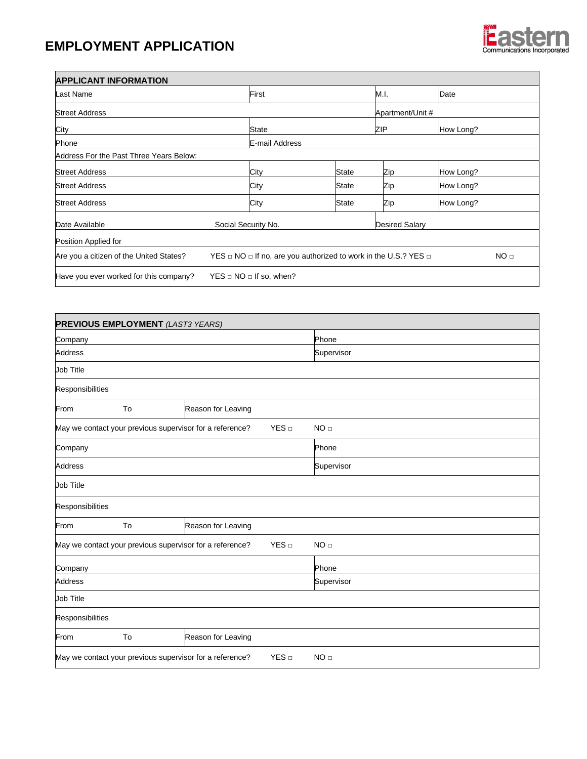# EMPLOYMENT APPLICATION

Eastern Communications Incorporated

## APPLICANT INFORMATION

| | | | |
|---|---|---|---|
| Last Name | First | M.I. | Date |
| Street Address | | Apartment/Unit # | |
| City | State | ZIP | How Long? |
| Phone | E-mail Address | | |

Address For the Past Three Years Below:

| | | | | |
|---|---|---|---|---|
| Street Address | City | State | Zip | How Long? |
| Street Address | City | State | Zip | How Long? |
| Street Address | City | State | Zip | How Long? |

| | | |
|---|---|---|
| Date Available | Social Security No. | Desired Salary |

Position Applied for

Are you a citizen of the United States? YES □ NO □ If no, are you authorized to work in the U.S.? YES □ NO □

Have you ever worked for this company? YES □ NO □ If so, when?

## PREVIOUS EMPLOYMENT *(LAST3 YEARS)*

| | | |
|---|---|---|
| Company | | Phone |
| Address | | Supervisor |
| Job Title | | |
| Responsibilities | | |
| From | To | Reason for Leaving |

May we contact your previous supervisor for a reference? YES □ NO □

| | | |
|---|---|---|
| Company | | Phone |
| Address | | Supervisor |
| Job Title | | |
| Responsibilities | | |
| From | To | Reason for Leaving |

May we contact your previous supervisor for a reference? YES □ NO □

| | | |
|---|---|---|
| Company | | Phone |
| Address | | Supervisor |
| Job Title | | |
| Responsibilities | | |
| From | To | Reason for Leaving |

May we contact your previous supervisor for a reference? YES □ NO □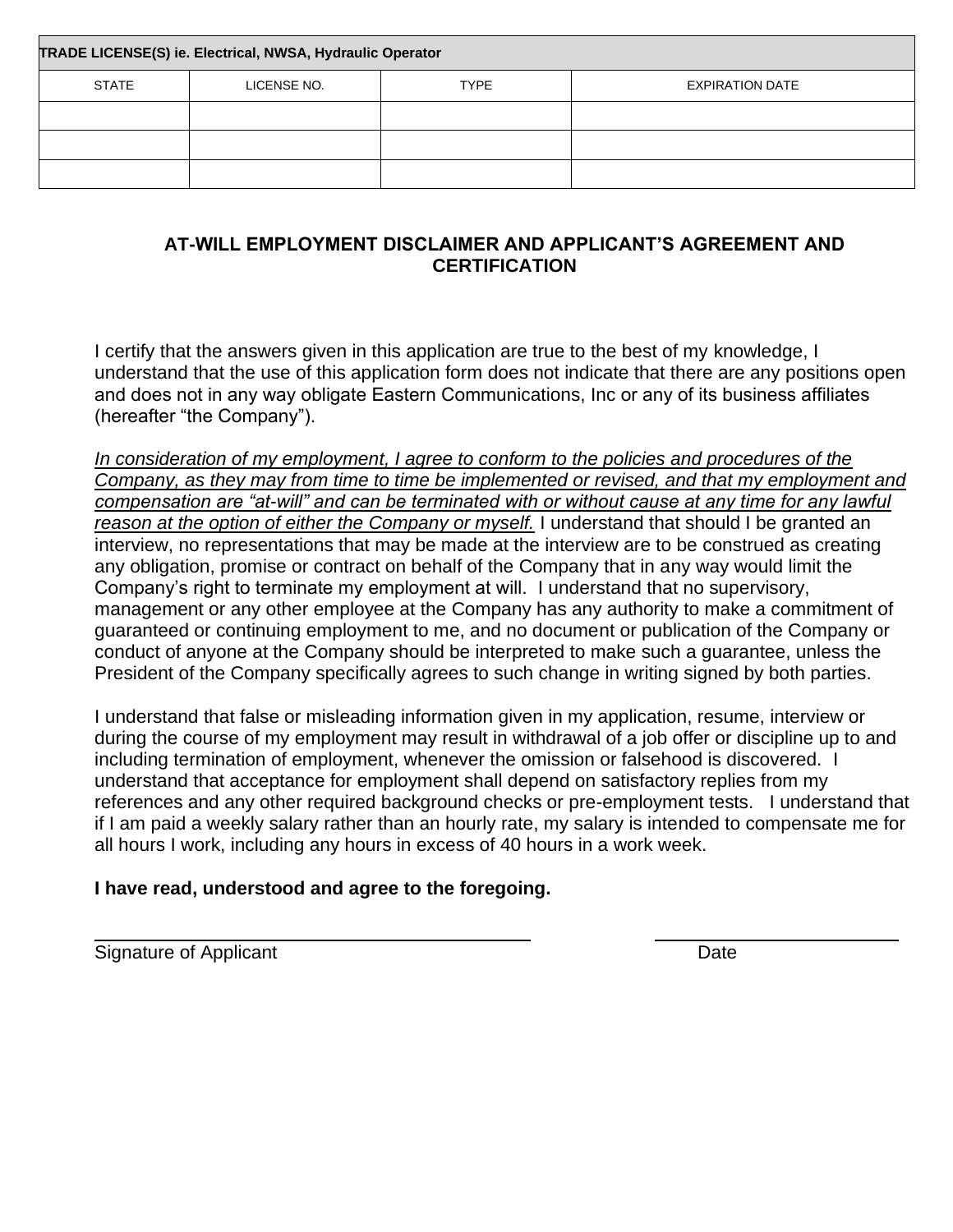| TRADE LICENSE(S) ie. Electrical, NWSA, Hydraulic Operator | | | |
|---|---|---|---|
| STATE | LICENSE NO. | TYPE | EXPIRATION DATE |
| | | | |
| | | | |
| | | | |

## AT-WILL EMPLOYMENT DISCLAIMER AND APPLICANT'S AGREEMENT AND CERTIFICATION

I certify that the answers given in this application are true to the best of my knowledge, I understand that the use of this application form does not indicate that there are any positions open and does not in any way obligate Eastern Communications, Inc or any of its business affiliates (hereafter "the Company").

*In consideration of my employment, I agree to conform to the policies and procedures of the Company, as they may from time to time be implemented or revised, and that my employment and compensation are "at-will" and can be terminated with or without cause at any time for any lawful reason at the option of either the Company or myself.* I understand that should I be granted an interview, no representations that may be made at the interview are to be construed as creating any obligation, promise or contract on behalf of the Company that in any way would limit the Company's right to terminate my employment at will. I understand that no supervisory, management or any other employee at the Company has any authority to make a commitment of guaranteed or continuing employment to me, and no document or publication of the Company or conduct of anyone at the Company should be interpreted to make such a guarantee, unless the President of the Company specifically agrees to such change in writing signed by both parties.

I understand that false or misleading information given in my application, resume, interview or during the course of my employment may result in withdrawal of a job offer or discipline up to and including termination of employment, whenever the omission or falsehood is discovered. I understand that acceptance for employment shall depend on satisfactory replies from my references and any other required background checks or pre-employment tests. I understand that if I am paid a weekly salary rather than an hourly rate, my salary is intended to compensate me for all hours I work, including any hours in excess of 40 hours in a work week.

**I have read, understood and agree to the foregoing.**

______________________________ ______________________

Signature of Applicant Date